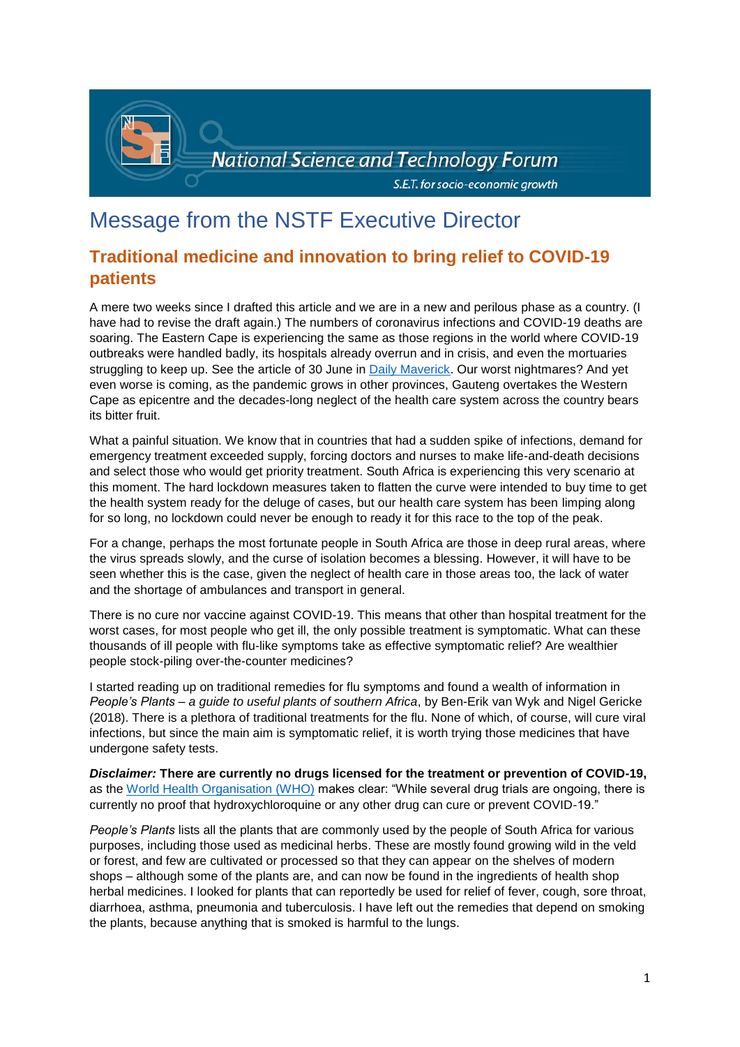National Science and Technology Forum

S.E.T. for socio-economic growth

# Message from the NSTF Executive Director

## Traditional medicine and innovation to bring relief to COVID-19 patients

A mere two weeks since I drafted this article and we are in a new and perilous phase as a country. (I have had to revise the draft again.) The numbers of coronavirus infections and COVID-19 deaths are soaring. The Eastern Cape is experiencing the same as those regions in the world where COVID-19 outbreaks were handled badly, its hospitals already overrun and in crisis, and even the mortuaries struggling to keep up. See the article of 30 June in Daily Maverick. Our worst nightmares? And yet even worse is coming, as the pandemic grows in other provinces, Gauteng overtakes the Western Cape as epicentre and the decades-long neglect of the health care system across the country bears its bitter fruit.

What a painful situation. We know that in countries that had a sudden spike of infections, demand for emergency treatment exceeded supply, forcing doctors and nurses to make life-and-death decisions and select those who would get priority treatment. South Africa is experiencing this very scenario at this moment. The hard lockdown measures taken to flatten the curve were intended to buy time to get the health system ready for the deluge of cases, but our health care system has been limping along for so long, no lockdown could never be enough to ready it for this race to the top of the peak.

For a change, perhaps the most fortunate people in South Africa are those in deep rural areas, where the virus spreads slowly, and the curse of isolation becomes a blessing. However, it will have to be seen whether this is the case, given the neglect of health care in those areas too, the lack of water and the shortage of ambulances and transport in general.

There is no cure nor vaccine against COVID-19. This means that other than hospital treatment for the worst cases, for most people who get ill, the only possible treatment is symptomatic. What can these thousands of ill people with flu-like symptoms take as effective symptomatic relief? Are wealthier people stock-piling over-the-counter medicines?

I started reading up on traditional remedies for flu symptoms and found a wealth of information in *People's Plants – a guide to useful plants of southern Africa*, by Ben-Erik van Wyk and Nigel Gericke (2018). There is a plethora of traditional treatments for the flu. None of which, of course, will cure viral infections, but since the main aim is symptomatic relief, it is worth trying those medicines that have undergone safety tests.

***Disclaimer:*** **There are currently no drugs licensed for the treatment or prevention of COVID-19,** as the World Health Organisation (WHO) makes clear: "While several drug trials are ongoing, there is currently no proof that hydroxychloroquine or any other drug can cure or prevent COVID-19."

*People's Plants* lists all the plants that are commonly used by the people of South Africa for various purposes, including those used as medicinal herbs. These are mostly found growing wild in the veld or forest, and few are cultivated or processed so that they can appear on the shelves of modern shops – although some of the plants are, and can now be found in the ingredients of health shop herbal medicines. I looked for plants that can reportedly be used for relief of fever, cough, sore throat, diarrhoea, asthma, pneumonia and tuberculosis. I have left out the remedies that depend on smoking the plants, because anything that is smoked is harmful to the lungs.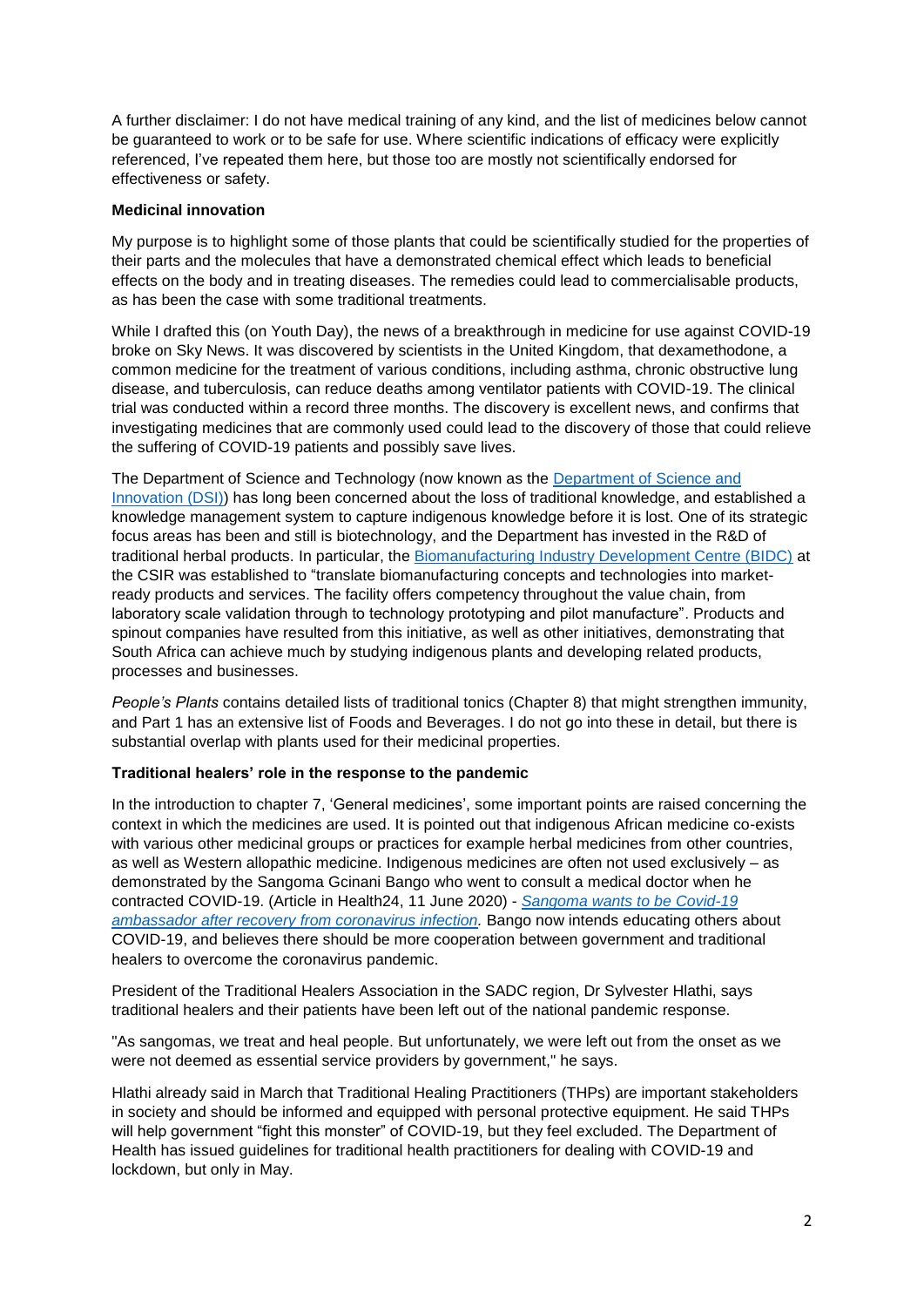A further disclaimer: I do not have medical training of any kind, and the list of medicines below cannot be guaranteed to work or to be safe for use. Where scientific indications of efficacy were explicitly referenced, I've repeated them here, but those too are mostly not scientifically endorsed for effectiveness or safety.

**Medicinal innovation**

My purpose is to highlight some of those plants that could be scientifically studied for the properties of their parts and the molecules that have a demonstrated chemical effect which leads to beneficial effects on the body and in treating diseases. The remedies could lead to commercialisable products, as has been the case with some traditional treatments.

While I drafted this (on Youth Day), the news of a breakthrough in medicine for use against COVID-19 broke on Sky News. It was discovered by scientists in the United Kingdom, that dexamethodone, a common medicine for the treatment of various conditions, including asthma, chronic obstructive lung disease, and tuberculosis, can reduce deaths among ventilator patients with COVID-19. The clinical trial was conducted within a record three months. The discovery is excellent news, and confirms that investigating medicines that are commonly used could lead to the discovery of those that could relieve the suffering of COVID-19 patients and possibly save lives.

The Department of Science and Technology (now known as the Department of Science and Innovation (DSI)) has long been concerned about the loss of traditional knowledge, and established a knowledge management system to capture indigenous knowledge before it is lost. One of its strategic focus areas has been and still is biotechnology, and the Department has invested in the R&D of traditional herbal products. In particular, the Biomanufacturing Industry Development Centre (BIDC) at the CSIR was established to "translate biomanufacturing concepts and technologies into market-ready products and services. The facility offers competency throughout the value chain, from laboratory scale validation through to technology prototyping and pilot manufacture". Products and spinout companies have resulted from this initiative, as well as other initiatives, demonstrating that South Africa can achieve much by studying indigenous plants and developing related products, processes and businesses.

*People's Plants* contains detailed lists of traditional tonics (Chapter 8) that might strengthen immunity, and Part 1 has an extensive list of Foods and Beverages. I do not go into these in detail, but there is substantial overlap with plants used for their medicinal properties.

**Traditional healers' role in the response to the pandemic**

In the introduction to chapter 7, 'General medicines', some important points are raised concerning the context in which the medicines are used. It is pointed out that indigenous African medicine co-exists with various other medicinal groups or practices for example herbal medicines from other countries, as well as Western allopathic medicine. Indigenous medicines are often not used exclusively – as demonstrated by the Sangoma Gcinani Bango who went to consult a medical doctor when he contracted COVID-19. (Article in Health24, 11 June 2020) - *Sangoma wants to be Covid-19 ambassador after recovery from coronavirus infection.* Bango now intends educating others about COVID-19, and believes there should be more cooperation between government and traditional healers to overcome the coronavirus pandemic.

President of the Traditional Healers Association in the SADC region, Dr Sylvester Hlathi, says traditional healers and their patients have been left out of the national pandemic response.

"As sangomas, we treat and heal people. But unfortunately, we were left out from the onset as we were not deemed as essential service providers by government," he says.

Hlathi already said in March that Traditional Healing Practitioners (THPs) are important stakeholders in society and should be informed and equipped with personal protective equipment. He said THPs will help government "fight this monster" of COVID-19, but they feel excluded. The Department of Health has issued guidelines for traditional health practitioners for dealing with COVID-19 and lockdown, but only in May.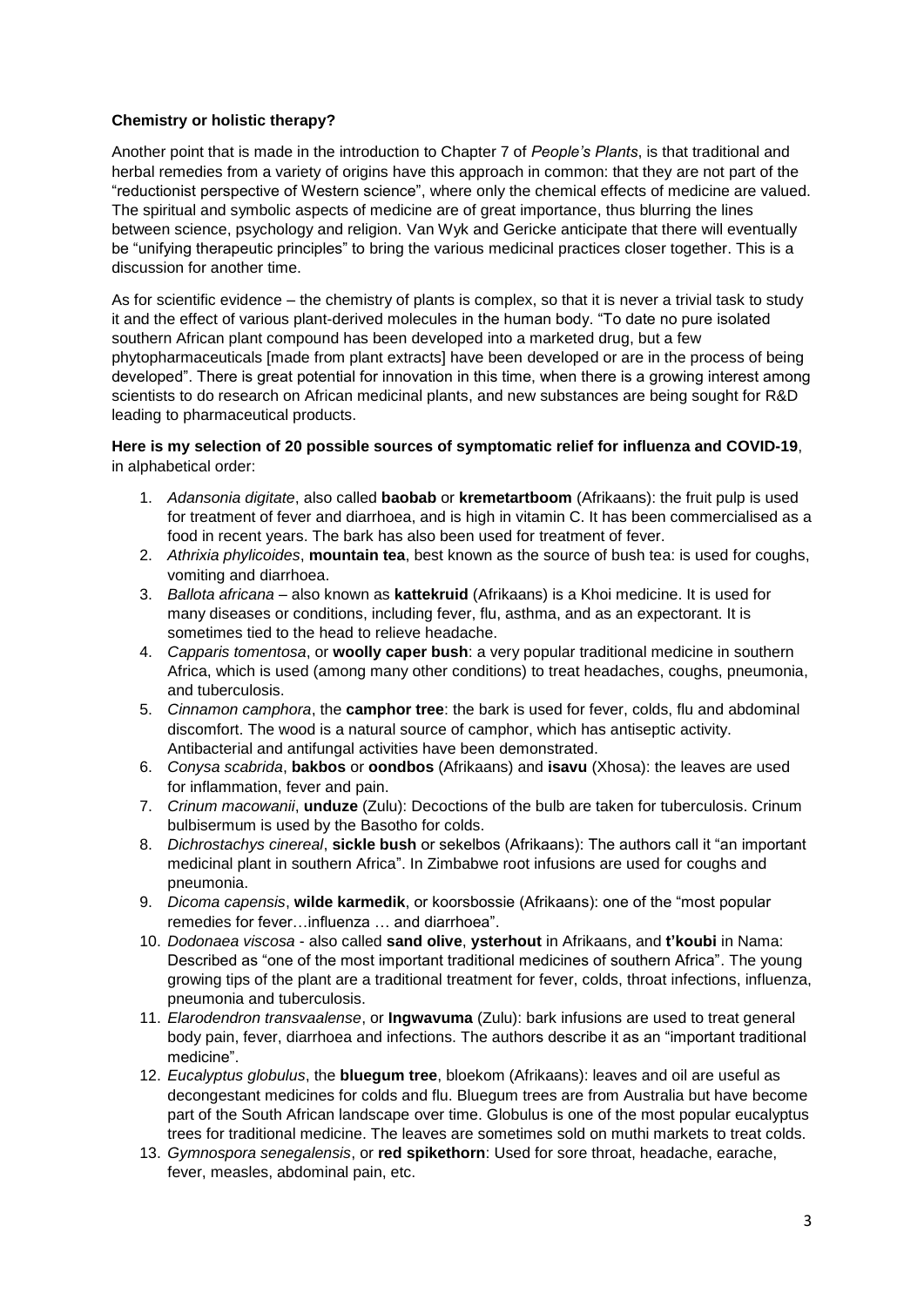**Chemistry or holistic therapy?**

Another point that is made in the introduction to Chapter 7 of *People's Plants*, is that traditional and herbal remedies from a variety of origins have this approach in common: that they are not part of the "reductionist perspective of Western science", where only the chemical effects of medicine are valued. The spiritual and symbolic aspects of medicine are of great importance, thus blurring the lines between science, psychology and religion. Van Wyk and Gericke anticipate that there will eventually be "unifying therapeutic principles" to bring the various medicinal practices closer together. This is a discussion for another time.

As for scientific evidence – the chemistry of plants is complex, so that it is never a trivial task to study it and the effect of various plant-derived molecules in the human body. "To date no pure isolated southern African plant compound has been developed into a marketed drug, but a few phytopharmaceuticals [made from plant extracts] have been developed or are in the process of being developed". There is great potential for innovation in this time, when there is a growing interest among scientists to do research on African medicinal plants, and new substances are being sought for R&D leading to pharmaceutical products.

**Here is my selection of 20 possible sources of symptomatic relief for influenza and COVID-19**, in alphabetical order:

1. *Adansonia digitate*, also called **baobab** or **kremetartboom** (Afrikaans): the fruit pulp is used for treatment of fever and diarrhoea, and is high in vitamin C. It has been commercialised as a food in recent years. The bark has also been used for treatment of fever.
2. *Athrixia phylicoides*, **mountain tea**, best known as the source of bush tea: is used for coughs, vomiting and diarrhoea.
3. *Ballota africana* – also known as **kattekruid** (Afrikaans) is a Khoi medicine. It is used for many diseases or conditions, including fever, flu, asthma, and as an expectorant. It is sometimes tied to the head to relieve headache.
4. *Capparis tomentosa*, or **woolly caper bush**: a very popular traditional medicine in southern Africa, which is used (among many other conditions) to treat headaches, coughs, pneumonia, and tuberculosis.
5. *Cinnamon camphora*, the **camphor tree**: the bark is used for fever, colds, flu and abdominal discomfort. The wood is a natural source of camphor, which has antiseptic activity. Antibacterial and antifungal activities have been demonstrated.
6. *Conysa scabrida*, **bakbos** or **oondbos** (Afrikaans) and **isavu** (Xhosa): the leaves are used for inflammation, fever and pain.
7. *Crinum macowanii*, **unduze** (Zulu): Decoctions of the bulb are taken for tuberculosis. Crinum bulbisermum is used by the Basotho for colds.
8. *Dichrostachys cinereal*, **sickle bush** or sekelbos (Afrikaans): The authors call it "an important medicinal plant in southern Africa". In Zimbabwe root infusions are used for coughs and pneumonia.
9. *Dicoma capensis*, **wilde karmedik**, or koorsbossie (Afrikaans): one of the "most popular remedies for fever…influenza … and diarrhoea".
10. *Dodonaea viscosa* - also called **sand olive**, **ysterhout** in Afrikaans, and **t'koubi** in Nama: Described as "one of the most important traditional medicines of southern Africa". The young growing tips of the plant are a traditional treatment for fever, colds, throat infections, influenza, pneumonia and tuberculosis.
11. *Elarodendron transvaalense*, or **Ingwavuma** (Zulu): bark infusions are used to treat general body pain, fever, diarrhoea and infections. The authors describe it as an "important traditional medicine".
12. *Eucalyptus globulus*, the **bluegum tree**, bloekom (Afrikaans): leaves and oil are useful as decongestant medicines for colds and flu. Bluegum trees are from Australia but have become part of the South African landscape over time. Globulus is one of the most popular eucalyptus trees for traditional medicine. The leaves are sometimes sold on muthi markets to treat colds.
13. *Gymnospora senegalensis*, or **red spikethorn**: Used for sore throat, headache, earache, fever, measles, abdominal pain, etc.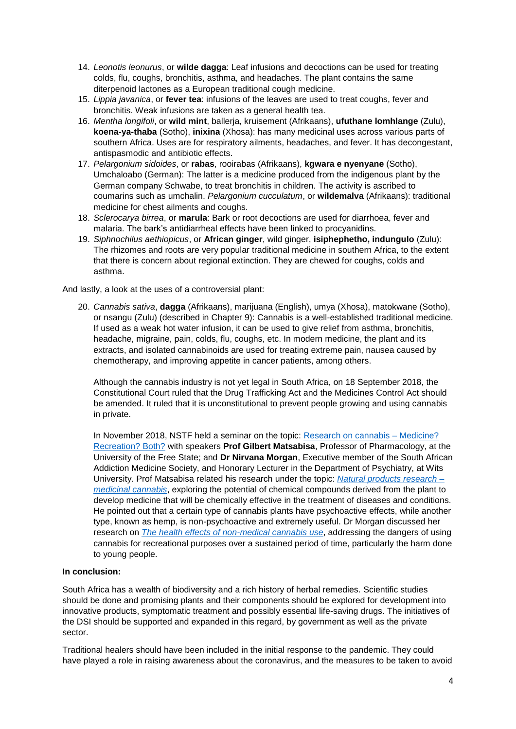14. *Leonotis leonurus*, or **wilde dagga**: Leaf infusions and decoctions can be used for treating colds, flu, coughs, bronchitis, asthma, and headaches. The plant contains the same diterpenoid lactones as a European traditional cough medicine.
15. *Lippia javanica*, or **fever tea**: infusions of the leaves are used to treat coughs, fever and bronchitis. Weak infusions are taken as a general health tea.
16. *Mentha longifoli*, or **wild mint**, ballerja, kruisement (Afrikaans), **ufuthane lomhlange** (Zulu), **koena-ya-thaba** (Sotho), **inixina** (Xhosa): has many medicinal uses across various parts of southern Africa. Uses are for respiratory ailments, headaches, and fever. It has decongestant, antispasmodic and antibiotic effects.
17. *Pelargonium sidoides*, or **rabas**, rooirabas (Afrikaans), **kgwara e nyenyane** (Sotho), Umchaloabo (German): The latter is a medicine produced from the indigenous plant by the German company Schwabe, to treat bronchitis in children. The activity is ascribed to coumarins such as umchalin. *Pelargonium cucculatum*, or **wildemalva** (Afrikaans): traditional medicine for chest ailments and coughs.
18. *Sclerocarya birrea*, or **marula**: Bark or root decoctions are used for diarrhoea, fever and malaria. The bark's antidiarrheal effects have been linked to procyanidins.
19. *Siphnochilus aethiopicus*, or **African ginger**, wild ginger, **isiphephetho, indungulo** (Zulu): The rhizomes and roots are very popular traditional medicine in southern Africa, to the extent that there is concern about regional extinction. They are chewed for coughs, colds and asthma.

And lastly, a look at the uses of a controversial plant:

20. *Cannabis sativa*, **dagga** (Afrikaans), marijuana (English), umya (Xhosa), matokwane (Sotho), or nsangu (Zulu) (described in Chapter 9): Cannabis is a well-established traditional medicine. If used as a weak hot water infusion, it can be used to give relief from asthma, bronchitis, headache, migraine, pain, colds, flu, coughs, etc. In modern medicine, the plant and its extracts, and isolated cannabinoids are used for treating extreme pain, nausea caused by chemotherapy, and improving appetite in cancer patients, among others.

    Although the cannabis industry is not yet legal in South Africa, on 18 September 2018, the Constitutional Court ruled that the Drug Trafficking Act and the Medicines Control Act should be amended. It ruled that it is unconstitutional to prevent people growing and using cannabis in private.

    In November 2018, NSTF held a seminar on the topic: Research on cannabis – Medicine? Recreation? Both? with speakers **Prof Gilbert Matsabisa**, Professor of Pharmacology, at the University of the Free State; and **Dr Nirvana Morgan**, Executive member of the South African Addiction Medicine Society, and Honorary Lecturer in the Department of Psychiatry, at Wits University. Prof Matsabisa related his research under the topic: *Natural products research – medicinal cannabis*, exploring the potential of chemical compounds derived from the plant to develop medicine that will be chemically effective in the treatment of diseases and conditions. He pointed out that a certain type of cannabis plants have psychoactive effects, while another type, known as hemp, is non-psychoactive and extremely useful. Dr Morgan discussed her research on *The health effects of non-medical cannabis use*, addressing the dangers of using cannabis for recreational purposes over a sustained period of time, particularly the harm done to young people.

**In conclusion:**

South Africa has a wealth of biodiversity and a rich history of herbal remedies. Scientific studies should be done and promising plants and their components should be explored for development into innovative products, symptomatic treatment and possibly essential life-saving drugs. The initiatives of the DSI should be supported and expanded in this regard, by government as well as the private sector.

Traditional healers should have been included in the initial response to the pandemic. They could have played a role in raising awareness about the coronavirus, and the measures to be taken to avoid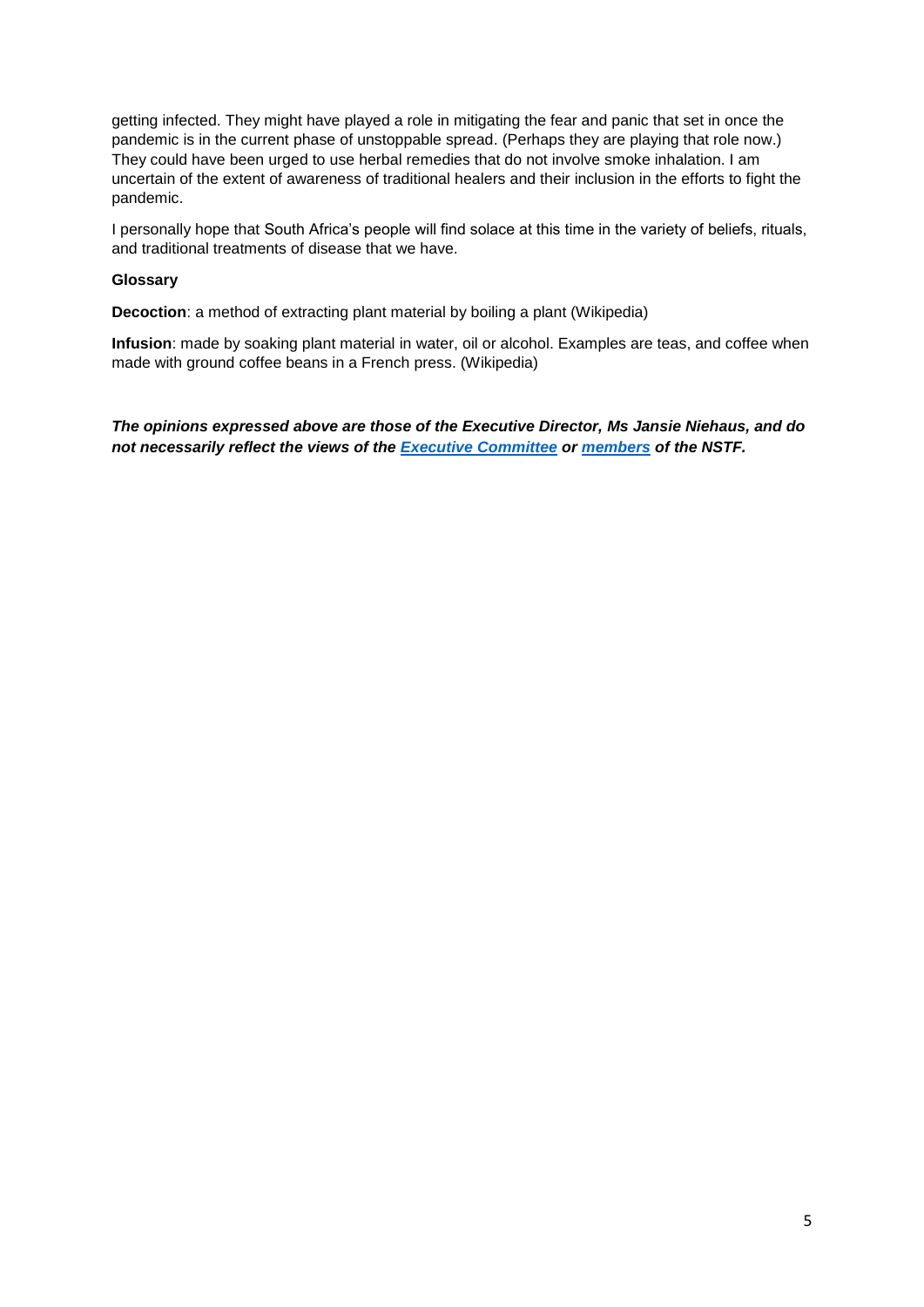getting infected. They might have played a role in mitigating the fear and panic that set in once the pandemic is in the current phase of unstoppable spread. (Perhaps they are playing that role now.) They could have been urged to use herbal remedies that do not involve smoke inhalation. I am uncertain of the extent of awareness of traditional healers and their inclusion in the efforts to fight the pandemic.

I personally hope that South Africa's people will find solace at this time in the variety of beliefs, rituals, and traditional treatments of disease that we have.

**Glossary**

**Decoction**: a method of extracting plant material by boiling a plant (Wikipedia)

**Infusion**: made by soaking plant material in water, oil or alcohol. Examples are teas, and coffee when made with ground coffee beans in a French press. (Wikipedia)

***The opinions expressed above are those of the Executive Director, Ms Jansie Niehaus, and do not necessarily reflect the views of the Executive Committee or members of the NSTF.***